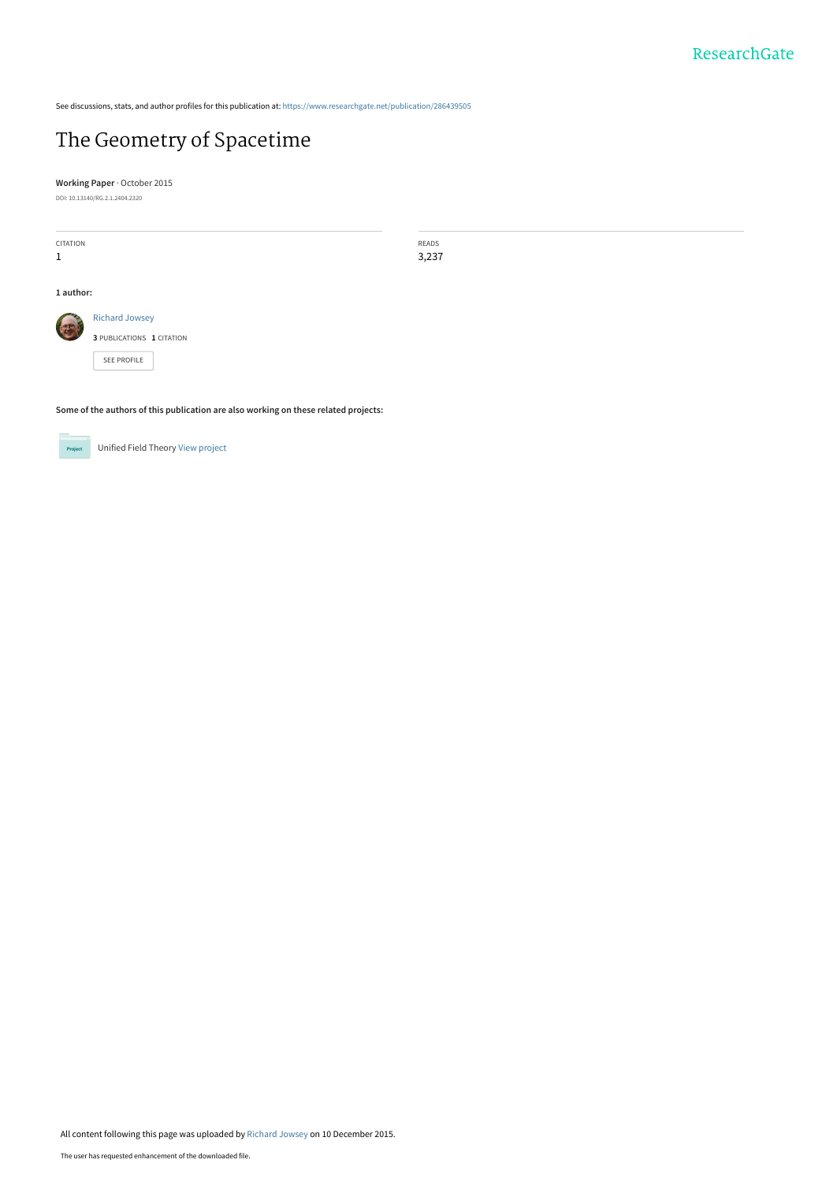See discussions, stats, and author profiles for this publication at: https://www.researchgate.net/publication/286439505

# The Geometry of Spacetime

**Working Paper** · October 2015

DOI: 10.13140/RG.2.1.2404.2320

| CITATION | READS |
| --- | --- |
| 1 | 3,237 |

**1 author:**

Richard Jowsey

**3** PUBLICATIONS **1** CITATION

SEE PROFILE

**Some of the authors of this publication are also working on these related projects:**

Unified Field Theory View project

All content following this page was uploaded by Richard Jowsey on 10 December 2015.

The user has requested enhancement of the downloaded file.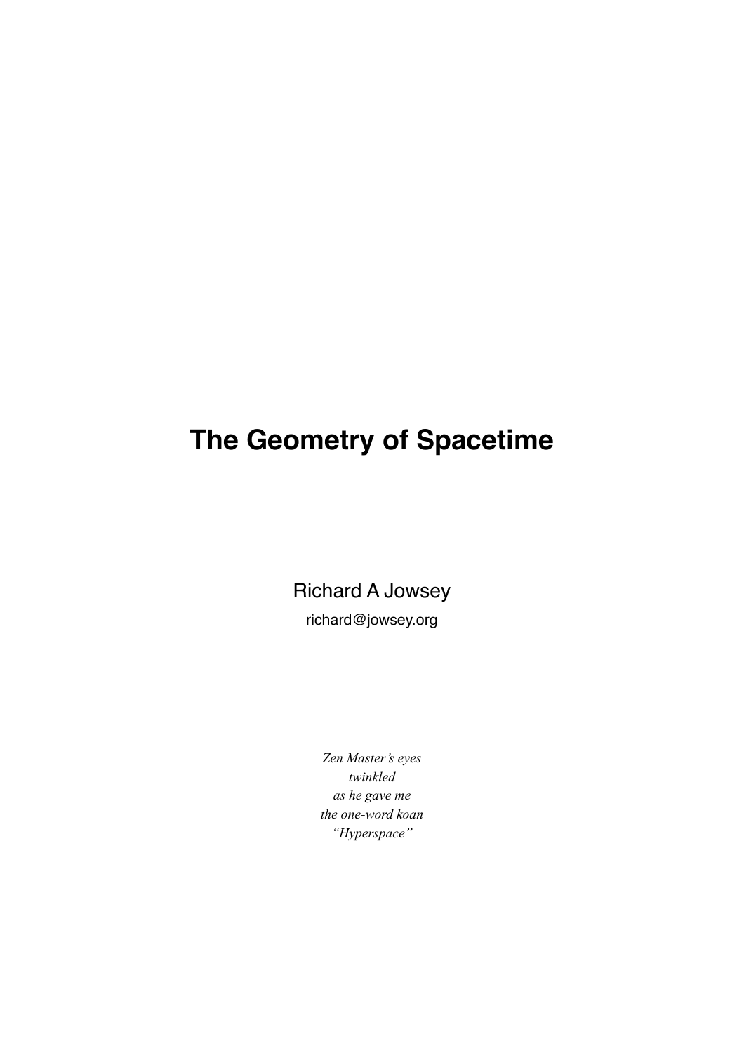# The Geometry of Spacetime

Richard A Jowsey

richard@jowsey.org

*Zen Master's eyes*
*twinkled*
*as he gave me*
*the one-word koan*
*"Hyperspace"*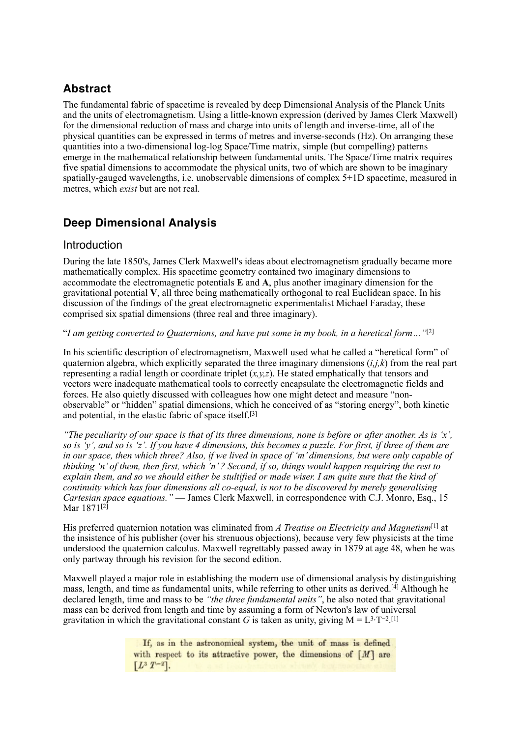## Abstract

The fundamental fabric of spacetime is revealed by deep Dimensional Analysis of the Planck Units and the units of electromagnetism. Using a little-known expression (derived by James Clerk Maxwell) for the dimensional reduction of mass and charge into units of length and inverse-time, all of the physical quantities can be expressed in terms of metres and inverse-seconds (Hz). On arranging these quantities into a two-dimensional log-log Space/Time matrix, simple (but compelling) patterns emerge in the mathematical relationship between fundamental units. The Space/Time matrix requires five spatial dimensions to accommodate the physical units, two of which are shown to be imaginary spatially-gauged wavelengths, i.e. unobservable dimensions of complex 5+1D spacetime, measured in metres, which *exist* but are not real.

## Deep Dimensional Analysis

### Introduction

During the late 1850's, James Clerk Maxwell's ideas about electromagnetism gradually became more mathematically complex. His spacetime geometry contained two imaginary dimensions to accommodate the electromagnetic potentials **E** and **A**, plus another imaginary dimension for the gravitational potential **V**, all three being mathematically orthogonal to real Euclidean space. In his discussion of the findings of the great electromagnetic experimentalist Michael Faraday, these comprised six spatial dimensions (three real and three imaginary).

"*I am getting converted to Quaternions, and have put some in my book, in a heretical form…*"[2]

In his scientific description of electromagnetism, Maxwell used what he called a "heretical form" of quaternion algebra, which explicitly separated the three imaginary dimensions (*i,j,k*) from the real part representing a radial length or coordinate triplet (*x,y,z*). He stated emphatically that tensors and vectors were inadequate mathematical tools to correctly encapsulate the electromagnetic fields and forces. He also quietly discussed with colleagues how one might detect and measure "non-observable" or "hidden" spatial dimensions, which he conceived of as "storing energy", both kinetic and potential, in the elastic fabric of space itself.[3]

*"The peculiarity of our space is that of its three dimensions, none is before or after another. As is 'x', so is 'y', and so is 'z'. If you have 4 dimensions, this becomes a puzzle. For first, if three of them are in our space, then which three? Also, if we lived in space of 'm' dimensions, but were only capable of thinking 'n' of them, then first, which 'n'? Second, if so, things would happen requiring the rest to explain them, and so we should either be stultified or made wiser. I am quite sure that the kind of continuity which has four dimensions all co-equal, is not to be discovered by merely generalising Cartesian space equations."* — James Clerk Maxwell, in correspondence with C.J. Monro, Esq., 15 Mar 1871[2]

His preferred quaternion notation was eliminated from *A Treatise on Electricity and Magnetism*[1] at the insistence of his publisher (over his strenuous objections), because very few physicists at the time understood the quaternion calculus. Maxwell regrettably passed away in 1879 at age 48, when he was only partway through his revision for the second edition.

Maxwell played a major role in establishing the modern use of dimensional analysis by distinguishing mass, length, and time as fundamental units, while referring to other units as derived.[4] Although he declared length, time and mass to be *"the three fundamental units"*, he also noted that gravitational mass can be derived from length and time by assuming a form of Newton's law of universal gravitation in which the gravitational constant $G$ is taken as unity, giving $M = L^3 \cdot T^{-2}$.[1]

If, as in the astronomical system, the unit of mass is defined with respect to its attractive power, the dimensions of $[M]$ are $[L^3\, T^{-2}]$.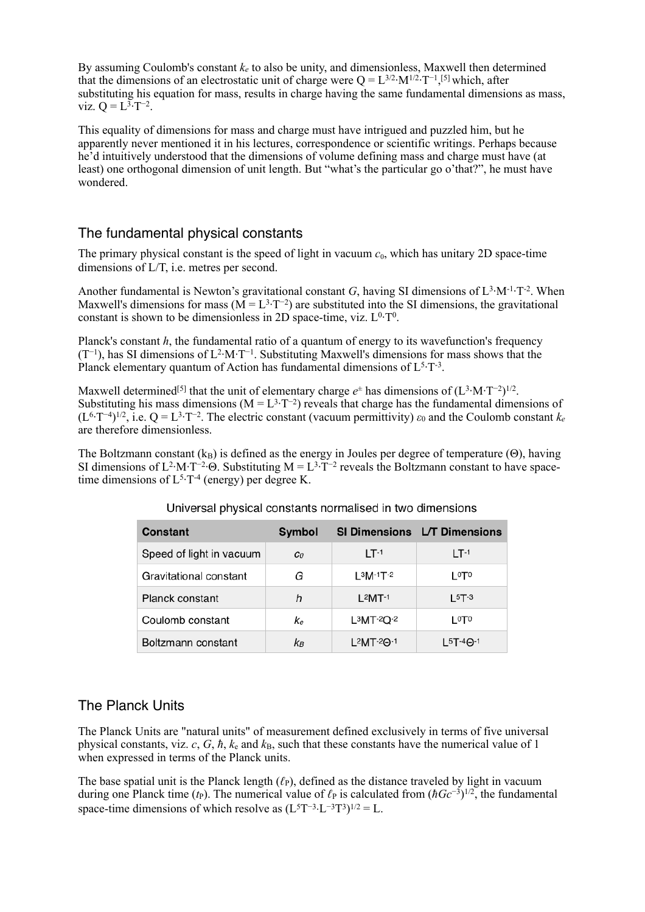By assuming Coulomb's constant $k_e$ to also be unity, and dimensionless, Maxwell then determined that the dimensions of an electrostatic unit of charge were $Q = L^{3/2} \cdot M^{1/2} \cdot T^{-1}$,[5] which, after substituting his equation for mass, results in charge having the same fundamental dimensions as mass, viz. $Q = L^3 \cdot T^{-2}$.

This equality of dimensions for mass and charge must have intrigued and puzzled him, but he apparently never mentioned it in his lectures, correspondence or scientific writings. Perhaps because he'd intuitively understood that the dimensions of volume defining mass and charge must have (at least) one orthogonal dimension of unit length. But "what's the particular go o'that?", he must have wondered.

## The fundamental physical constants

The primary physical constant is the speed of light in vacuum $c_0$, which has unitary 2D space-time dimensions of L/T, i.e. metres per second.

Another fundamental is Newton's gravitational constant $G$, having SI dimensions of $L^3 \cdot M^{-1} \cdot T^{-2}$. When Maxwell's dimensions for mass ($M = L^3 \cdot T^{-2}$) are substituted into the SI dimensions, the gravitational constant is shown to be dimensionless in 2D space-time, viz. $L^0 \cdot T^0$.

Planck's constant $h$, the fundamental ratio of a quantum of energy to its wavefunction's frequency ($T^{-1}$), has SI dimensions of $L^2 \cdot M \cdot T^{-1}$. Substituting Maxwell's dimensions for mass shows that the Planck elementary quantum of Action has fundamental dimensions of $L^5 \cdot T^{-3}$.

Maxwell determined[5] that the unit of elementary charge $e^{\pm}$ has dimensions of $(L^3 \cdot M \cdot T^{-2})^{1/2}$. Substituting his mass dimensions ($M = L^3 \cdot T^{-2}$) reveals that charge has the fundamental dimensions of $(L^6 \cdot T^{-4})^{1/2}$, i.e. $Q = L^3 \cdot T^{-2}$. The electric constant (vacuum permittivity) $\varepsilon_0$ and the Coulomb constant $k_e$ are therefore dimensionless.

The Boltzmann constant ($k_B$) is defined as the energy in Joules per degree of temperature ($\Theta$), having SI dimensions of $L^2 \cdot M \cdot T^{-2} \cdot \Theta$. Substituting $M = L^3 \cdot T^{-2}$ reveals the Boltzmann constant to have space-time dimensions of $L^5 \cdot T^{-4}$ (energy) per degree K.

Universal physical constants normalised in two dimensions

| Constant | Symbol | SI Dimensions | L/T Dimensions |
|---|---|---|---|
| Speed of light in vacuum | $c_0$ | $LT^{-1}$ | $LT^{-1}$ |
| Gravitational constant | $G$ | $L^3M^{-1}T^{-2}$ | $L^0T^0$ |
| Planck constant | $h$ | $L^2MT^{-1}$ | $L^5T^{-3}$ |
| Coulomb constant | $k_e$ | $L^3MT^{-2}Q^{-2}$ | $L^0T^0$ |
| Boltzmann constant | $k_B$ | $L^2MT^{-2}\Theta^{-1}$ | $L^5T^{-4}\Theta^{-1}$ |

## The Planck Units

The Planck Units are "natural units" of measurement defined exclusively in terms of five universal physical constants, viz. $c$, $G$, $\hbar$, $k_e$ and $k_B$, such that these constants have the numerical value of 1 when expressed in terms of the Planck units.

The base spatial unit is the Planck length ($\ell_P$), defined as the distance traveled by light in vacuum during one Planck time ($t_P$). The numerical value of $\ell_P$ is calculated from $(\hbar G c^{-3})^{1/2}$, the fundamental space-time dimensions of which resolve as $(L^5T^{-3} \cdot L^{-3}T^3)^{1/2} = L$.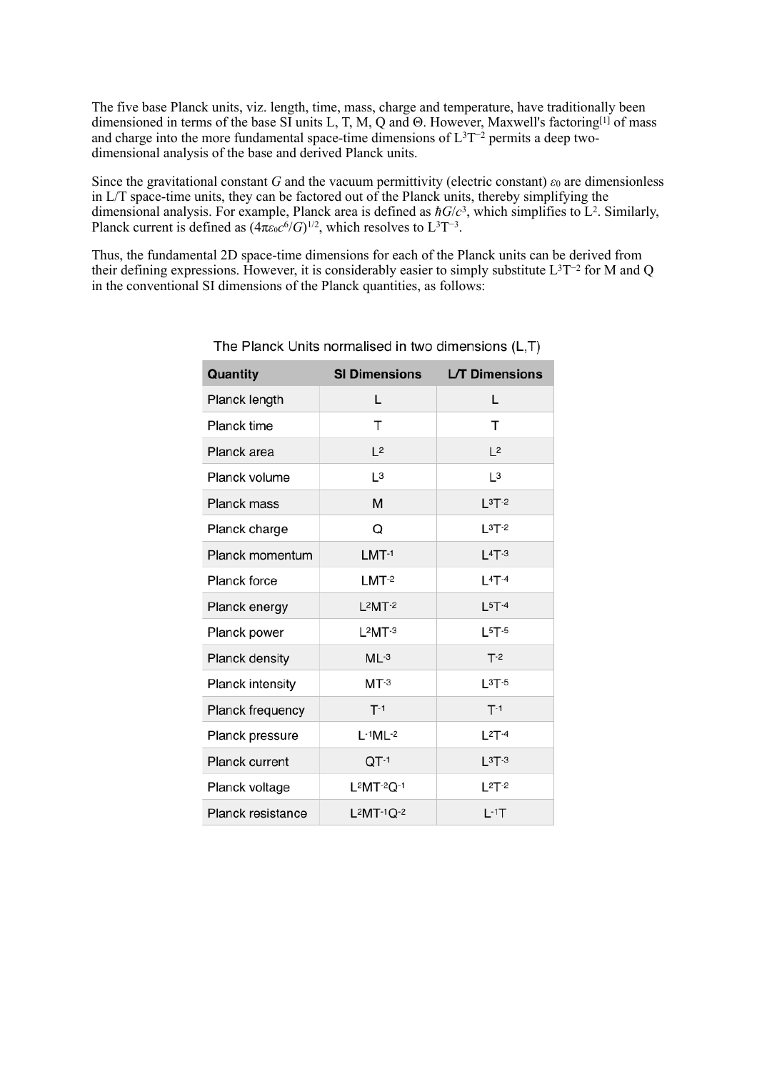The five base Planck units, viz. length, time, mass, charge and temperature, have traditionally been dimensioned in terms of the base SI units L, T, M, Q and Θ. However, Maxwell's factoring[1] of mass and charge into the more fundamental space-time dimensions of $L^3T^{-2}$ permits a deep two-dimensional analysis of the base and derived Planck units.

Since the gravitational constant $G$ and the vacuum permittivity (electric constant) $\varepsilon_0$ are dimensionless in L/T space-time units, they can be factored out of the Planck units, thereby simplifying the dimensional analysis. For example, Planck area is defined as $\hbar G/c^3$, which simplifies to $L^2$. Similarly, Planck current is defined as $(4\pi\varepsilon_0 c^6/G)^{1/2}$, which resolves to $L^3T^{-3}$.

Thus, the fundamental 2D space-time dimensions for each of the Planck units can be derived from their defining expressions. However, it is considerably easier to simply substitute $L^3T^{-2}$ for M and Q in the conventional SI dimensions of the Planck quantities, as follows:

The Planck Units normalised in two dimensions (L,T)

| Quantity | SI Dimensions | L/T Dimensions |
|---|---|---|
| Planck length | $L$ | $L$ |
| Planck time | $T$ | $T$ |
| Planck area | $L^2$ | $L^2$ |
| Planck volume | $L^3$ | $L^3$ |
| Planck mass | $M$ | $L^3T^{-2}$ |
| Planck charge | $Q$ | $L^3T^{-2}$ |
| Planck momentum | $LMT^{-1}$ | $L^4T^{-3}$ |
| Planck force | $LMT^{-2}$ | $L^4T^{-4}$ |
| Planck energy | $L^2MT^{-2}$ | $L^5T^{-4}$ |
| Planck power | $L^2MT^{-3}$ | $L^5T^{-5}$ |
| Planck density | $ML^{-3}$ | $T^{-2}$ |
| Planck intensity | $MT^{-3}$ | $L^3T^{-5}$ |
| Planck frequency | $T^{-1}$ | $T^{-1}$ |
| Planck pressure | $L^{-1}ML^{-2}$ | $L^2T^{-4}$ |
| Planck current | $QT^{-1}$ | $L^3T^{-3}$ |
| Planck voltage | $L^2MT^{-2}Q^{-1}$ | $L^2T^{-2}$ |
| Planck resistance | $L^2MT^{-1}Q^{-2}$ | $L^{-1}T$ |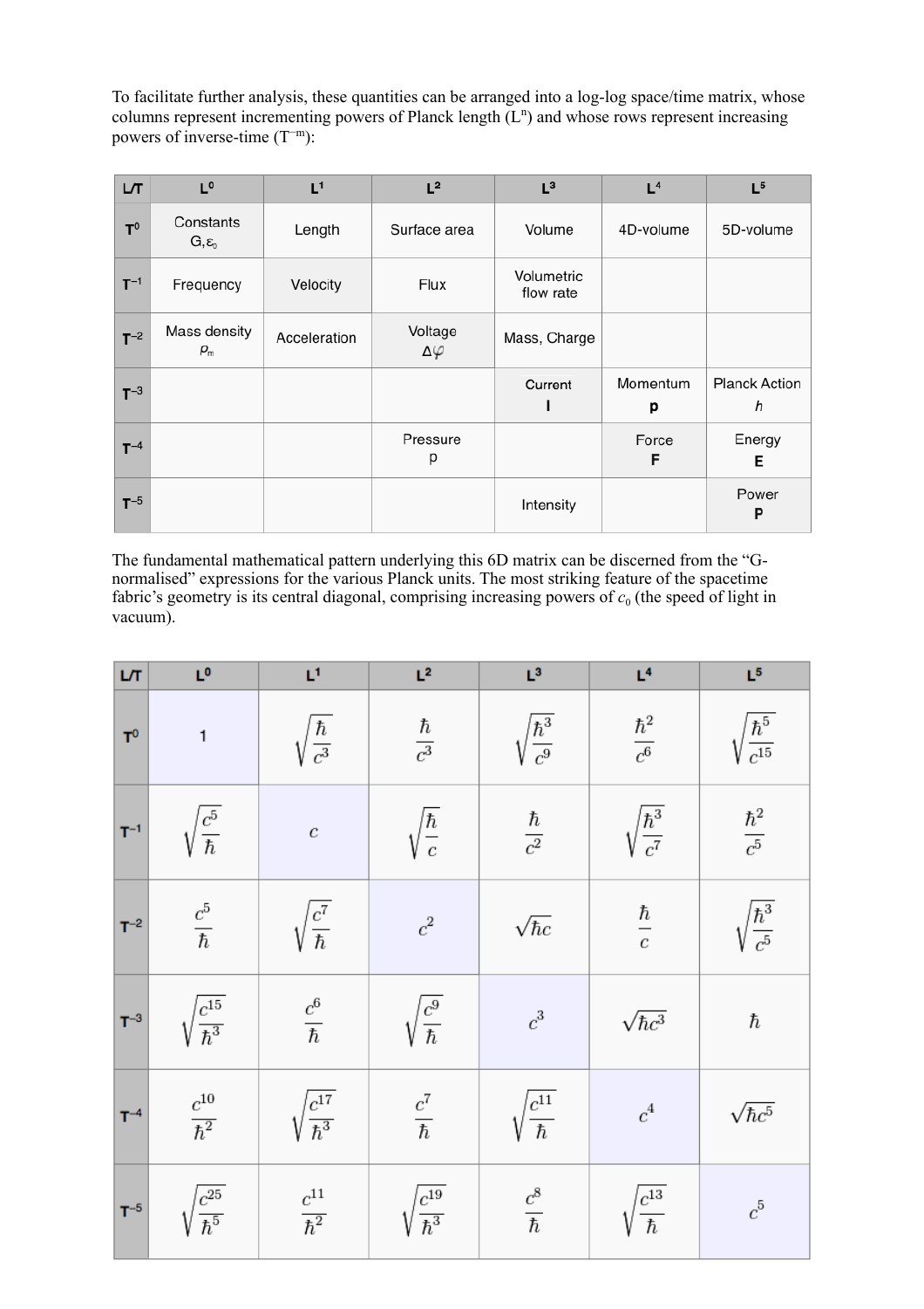To facilitate further analysis, these quantities can be arranged into a log-log space/time matrix, whose columns represent incrementing powers of Planck length ($L^n$) and whose rows represent increasing powers of inverse-time ($T^{-m}$):

| L/T | $L^0$ | $L^1$ | $L^2$ | $L^3$ | $L^4$ | $L^5$ |
|---|---|---|---|---|---|---|
| $T^0$ | Constants $G, \varepsilon_0$ | Length | Surface area | Volume | 4D-volume | 5D-volume |
| $T^{-1}$ | Frequency | Velocity | Flux | Volumetric flow rate | | |
| $T^{-2}$ | Mass density $\rho_m$ | Acceleration | Voltage $\Delta\varphi$ | Mass, Charge | | |
| $T^{-3}$ | | | | Current **I** | Momentum **p** | Planck Action $h$ |
| $T^{-4}$ | | | Pressure p | | Force **F** | Energy **E** |
| $T^{-5}$ | | | | Intensity | | Power **P** |

The fundamental mathematical pattern underlying this 6D matrix can be discerned from the "G-normalised" expressions for the various Planck units. The most striking feature of the spacetime fabric's geometry is its central diagonal, comprising increasing powers of $c_0$ (the speed of light in vacuum).

| L/T | $L^0$ | $L^1$ | $L^2$ | $L^3$ | $L^4$ | $L^5$ |
|---|---|---|---|---|---|---|
| $T^0$ | $1$ | $\sqrt{\frac{\hbar}{c^3}}$ | $\frac{\hbar}{c^3}$ | $\sqrt{\frac{\hbar^3}{c^9}}$ | $\frac{\hbar^2}{c^6}$ | $\sqrt{\frac{\hbar^5}{c^{15}}}$ |
| $T^{-1}$ | $\sqrt{\frac{c^5}{\hbar}}$ | $c$ | $\sqrt{\frac{\hbar}{c}}$ | $\frac{\hbar}{c^2}$ | $\sqrt{\frac{\hbar^3}{c^7}}$ | $\frac{\hbar^2}{c^5}$ |
| $T^{-2}$ | $\frac{c^5}{\hbar}$ | $\sqrt{\frac{c^7}{\hbar}}$ | $c^2$ | $\sqrt{\hbar c}$ | $\frac{\hbar}{c}$ | $\sqrt{\frac{\hbar^3}{c^5}}$ |
| $T^{-3}$ | $\sqrt{\frac{c^{15}}{\hbar^3}}$ | $\frac{c^6}{\hbar}$ | $\sqrt{\frac{c^9}{\hbar}}$ | $c^3$ | $\sqrt{\hbar c^3}$ | $\hbar$ |
| $T^{-4}$ | $\frac{c^{10}}{\hbar^2}$ | $\sqrt{\frac{c^{17}}{\hbar^3}}$ | $\frac{c^7}{\hbar}$ | $\sqrt{\frac{c^{11}}{\hbar}}$ | $c^4$ | $\sqrt{\hbar c^5}$ |
| $T^{-5}$ | $\sqrt{\frac{c^{25}}{\hbar^5}}$ | $\frac{c^{11}}{\hbar^2}$ | $\sqrt{\frac{c^{19}}{\hbar^3}}$ | $\frac{c^8}{\hbar}$ | $\sqrt{\frac{c^{13}}{\hbar}}$ | $c^5$ |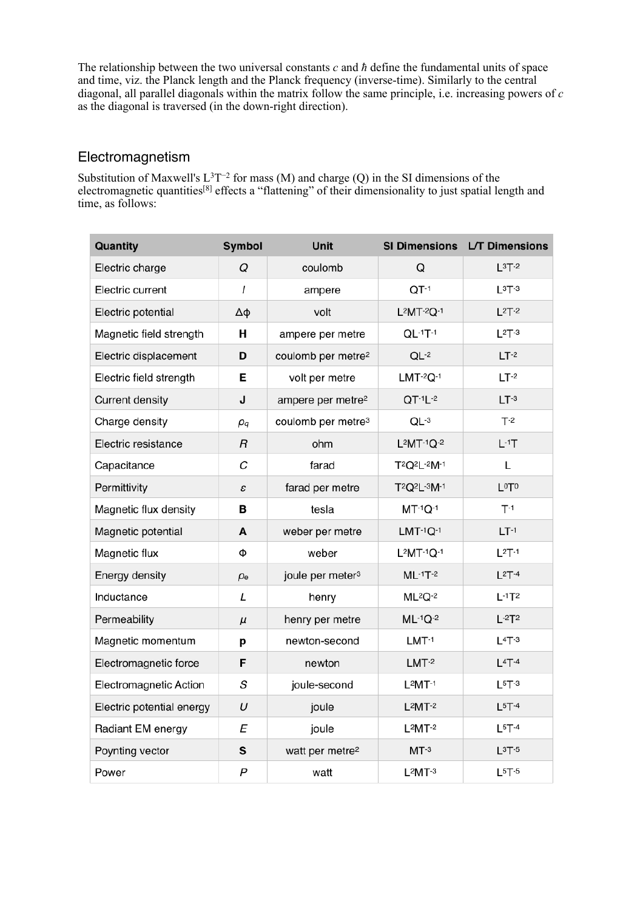The relationship between the two universal constants *c* and *ħ* define the fundamental units of space and time, viz. the Planck length and the Planck frequency (inverse-time). Similarly to the central diagonal, all parallel diagonals within the matrix follow the same principle, i.e. increasing powers of *c* as the diagonal is traversed (in the down-right direction).

## Electromagnetism

Substitution of Maxwell's $L^3T^{-2}$ for mass (M) and charge (Q) in the SI dimensions of the electromagnetic quantities[8] effects a "flattening" of their dimensionality to just spatial length and time, as follows:

| Quantity | Symbol | Unit | SI Dimensions | L/T Dimensions |
|---|---|---|---|---|
| Electric charge | $Q$ | coulomb | $Q$ | $L^3T^{-2}$ |
| Electric current | $I$ | ampere | $QT^{-1}$ | $L^3T^{-3}$ |
| Electric potential | $\Delta\phi$ | volt | $L^2MT^{-2}Q^{-1}$ | $L^2T^{-2}$ |
| Magnetic field strength | $\mathbf{H}$ | ampere per metre | $QL^{-1}T^{-1}$ | $L^2T^{-3}$ |
| Electric displacement | $\mathbf{D}$ | coulomb per metre² | $QL^{-2}$ | $LT^{-2}$ |
| Electric field strength | $\mathbf{E}$ | volt per metre | $LMT^{-2}Q^{-1}$ | $LT^{-2}$ |
| Current density | $\mathbf{J}$ | ampere per metre² | $QT^{-1}L^{-2}$ | $LT^{-3}$ |
| Charge density | $\rho_q$ | coulomb per metre³ | $QL^{-3}$ | $T^{-2}$ |
| Electric resistance | $R$ | ohm | $L^2MT^{-1}Q^{-2}$ | $L^{-1}T$ |
| Capacitance | $C$ | farad | $T^2Q^2L^{-2}M^{-1}$ | $L$ |
| Permittivity | $\varepsilon$ | farad per metre | $T^2Q^2L^{-3}M^{-1}$ | $L^0T^0$ |
| Magnetic flux density | $\mathbf{B}$ | tesla | $MT^{-1}Q^{-1}$ | $T^{-1}$ |
| Magnetic potential | $\mathbf{A}$ | weber per metre | $LMT^{-1}Q^{-1}$ | $LT^{-1}$ |
| Magnetic flux | $\Phi$ | weber | $L^2MT^{-1}Q^{-1}$ | $L^2T^{-1}$ |
| Energy density | $\rho_e$ | joule per meter³ | $ML^{-1}T^{-2}$ | $L^2T^{-4}$ |
| Inductance | $L$ | henry | $ML^2Q^{-2}$ | $L^{-1}T^2$ |
| Permeability | $\mu$ | henry per metre | $ML^{-1}Q^{-2}$ | $L^{-2}T^2$ |
| Magnetic momentum | $\mathbf{p}$ | newton-second | $LMT^{-1}$ | $L^4T^{-3}$ |
| Electromagnetic force | $\mathbf{F}$ | newton | $LMT^{-2}$ | $L^4T^{-4}$ |
| Electromagnetic Action | $S$ | joule-second | $L^2MT^{-1}$ | $L^5T^{-3}$ |
| Electric potential energy | $U$ | joule | $L^2MT^{-2}$ | $L^5T^{-4}$ |
| Radiant EM energy | $E$ | joule | $L^2MT^{-2}$ | $L^5T^{-4}$ |
| Poynting vector | $\mathbf{S}$ | watt per metre² | $MT^{-3}$ | $L^3T^{-5}$ |
| Power | $P$ | watt | $L^2MT^{-3}$ | $L^5T^{-5}$ |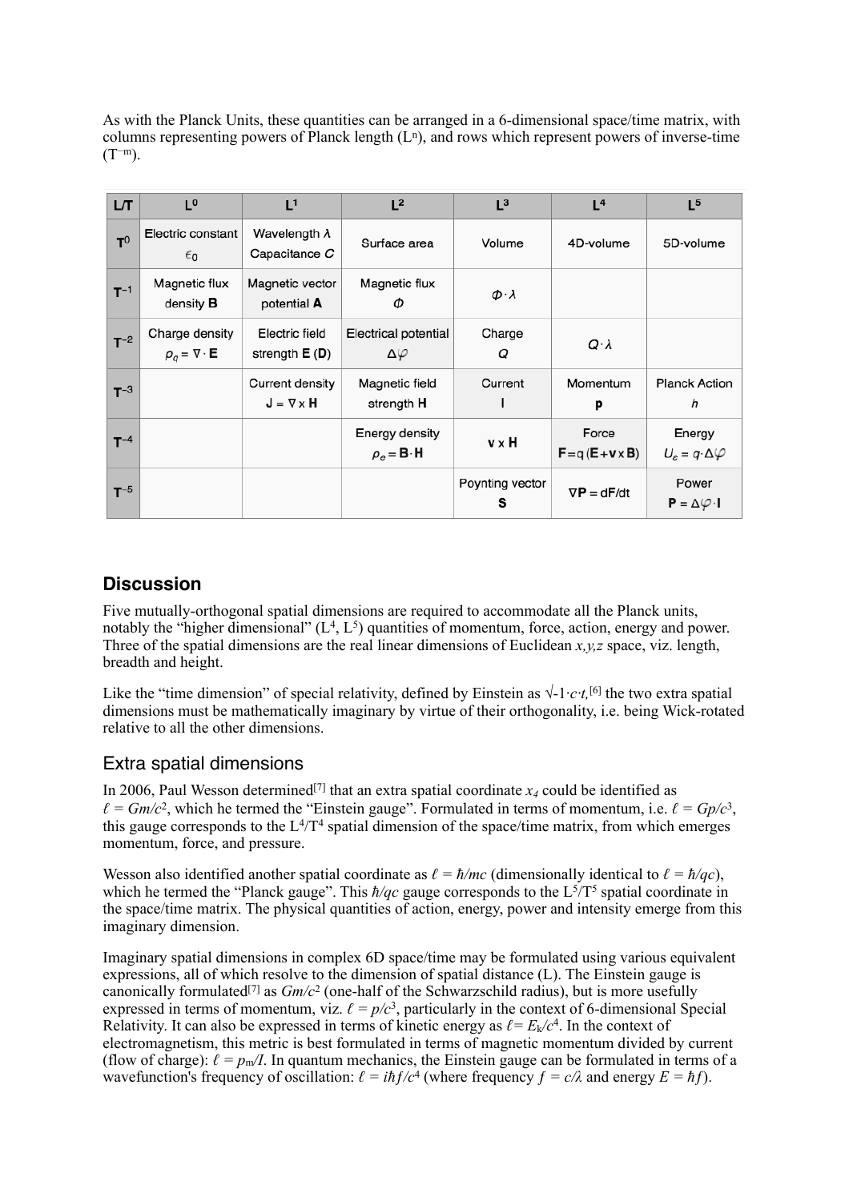As with the Planck Units, these quantities can be arranged in a 6-dimensional space/time matrix, with columns representing powers of Planck length ($L^n$), and rows which represent powers of inverse-time ($T^{-m}$).

| L/T | $L^0$ | $L^1$ | $L^2$ | $L^3$ | $L^4$ | $L^5$ |
|---|---|---|---|---|---|---|
| $T^0$ | Electric constant $\epsilon_0$ | Wavelength $\lambda$ Capacitance $C$ | Surface area | Volume | 4D-volume | 5D-volume |
| $T^{-1}$ | Magnetic flux density **B** | Magnetic vector potential **A** | Magnetic flux $\Phi$ | $\Phi \cdot \lambda$ | | |
| $T^{-2}$ | Charge density $\rho_q = \nabla \cdot \mathbf{E}$ | Electric field strength **E** (**D**) | Electrical potential $\Delta\varphi$ | Charge $Q$ | $Q \cdot \lambda$ | |
| $T^{-3}$ | | Current density $\mathbf{J} = \nabla \times \mathbf{H}$ | Magnetic field strength **H** | Current **I** | Momentum **p** | Planck Action $h$ |
| $T^{-4}$ | | | Energy density $\rho_e = \mathbf{B} \cdot \mathbf{H}$ | $\mathbf{v} \times \mathbf{H}$ | Force $\mathbf{F} = q(\mathbf{E} + \mathbf{v} \times \mathbf{B})$ | Energy $U_e = q \cdot \Delta\varphi$ |
| $T^{-5}$ | | | | Poynting vector **S** | $\nabla\mathbf{P} = d\mathbf{F}/dt$ | Power $\mathbf{P} = \Delta\varphi \cdot \mathbf{I}$ |

## Discussion

Five mutually-orthogonal spatial dimensions are required to accommodate all the Planck units, notably the "higher dimensional" ($L^4$, $L^5$) quantities of momentum, force, action, energy and power. Three of the spatial dimensions are the real linear dimensions of Euclidean *x,y,z* space, viz. length, breadth and height.

Like the "time dimension" of special relativity, defined by Einstein as $\sqrt{-1} \cdot c \cdot t$,[6] the two extra spatial dimensions must be mathematically imaginary by virtue of their orthogonality, i.e. being Wick-rotated relative to all the other dimensions.

### Extra spatial dimensions

In 2006, Paul Wesson determined[7] that an extra spatial coordinate $x_4$ could be identified as $\ell = Gm/c^2$, which he termed the "Einstein gauge". Formulated in terms of momentum, i.e. $\ell = Gp/c^3$, this gauge corresponds to the $L^4/T^4$ spatial dimension of the space/time matrix, from which emerges momentum, force, and pressure.

Wesson also identified another spatial coordinate as $\ell = \hbar/mc$ (dimensionally identical to $\ell = \hbar/qc$), which he termed the "Planck gauge". This $\hbar/qc$ gauge corresponds to the $L^5/T^5$ spatial coordinate in the space/time matrix. The physical quantities of action, energy, power and intensity emerge from this imaginary dimension.

Imaginary spatial dimensions in complex 6D space/time may be formulated using various equivalent expressions, all of which resolve to the dimension of spatial distance (L). The Einstein gauge is canonically formulated[7] as $Gm/c^2$ (one-half of the Schwarzschild radius), but is more usefully expressed in terms of momentum, viz. $\ell = p/c^3$, particularly in the context of 6-dimensional Special Relativity. It can also be expressed in terms of kinetic energy as $\ell = E_k/c^4$. In the context of electromagnetism, this metric is best formulated in terms of magnetic momentum divided by current (flow of charge): $\ell = p_m/I$. In quantum mechanics, the Einstein gauge can be formulated in terms of a wavefunction's frequency of oscillation: $\ell = i\hbar f/c^4$ (where frequency $f = c/\lambda$ and energy $E = \hbar f$).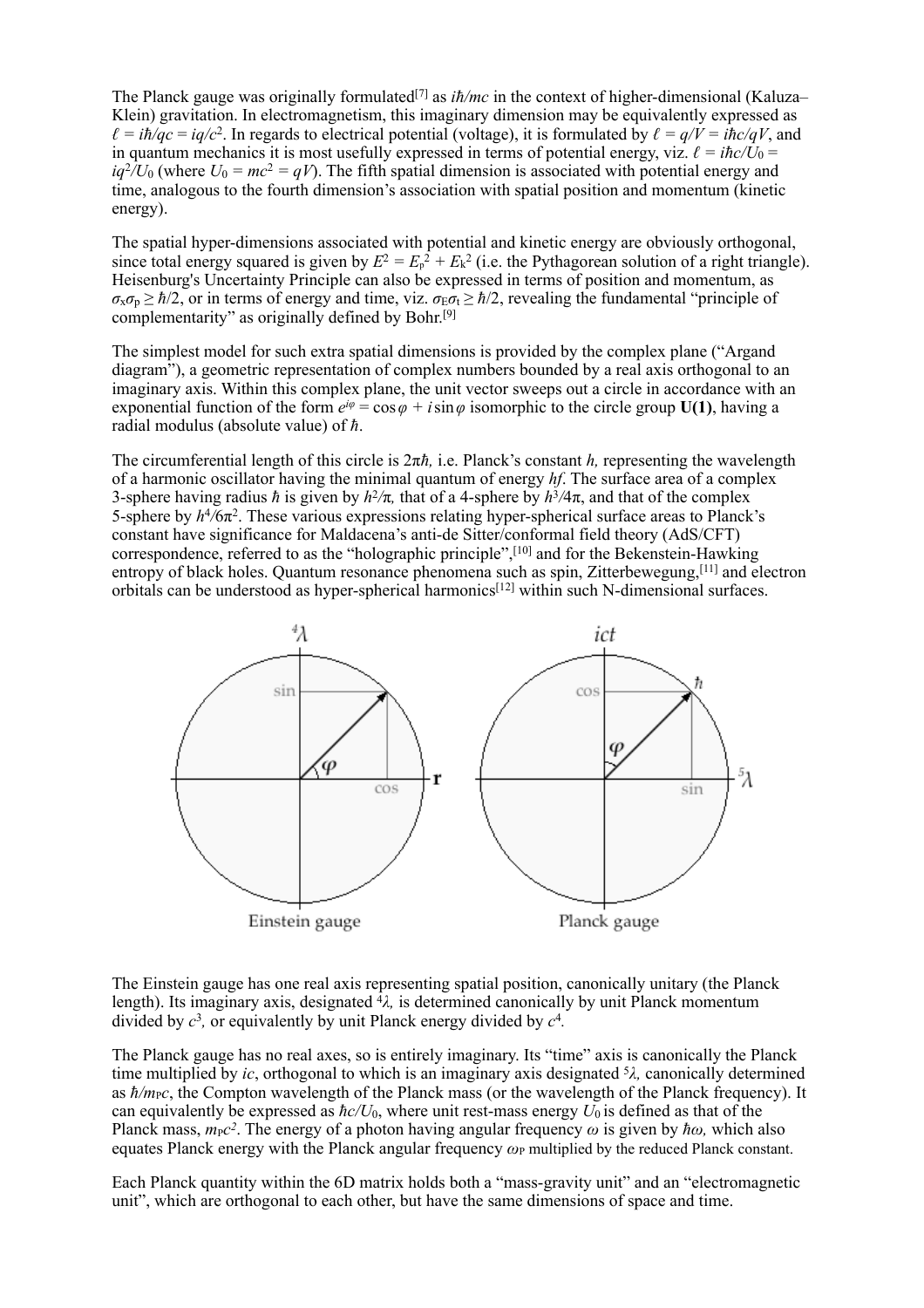The Planck gauge was originally formulated[7] as $i\hbar/mc$ in the context of higher-dimensional (Kaluza–Klein) gravitation. In electromagnetism, this imaginary dimension may be equivalently expressed as $\ell = i\hbar/qc = iq/c^2$. In regards to electrical potential (voltage), it is formulated by $\ell = q/V = i\hbar c/qV$, and in quantum mechanics it is most usefully expressed in terms of potential energy, viz. $\ell = i\hbar c/U_0 = iq^2/U_0$ (where $U_0 = mc^2 = qV$). The fifth spatial dimension is associated with potential energy and time, analogous to the fourth dimension's association with spatial position and momentum (kinetic energy).

The spatial hyper-dimensions associated with potential and kinetic energy are obviously orthogonal, since total energy squared is given by $E^2 = E_p^2 + E_k^2$ (i.e. the Pythagorean solution of a right triangle). Heisenburg's Uncertainty Principle can also be expressed in terms of position and momentum, as $\sigma_x\sigma_p \geq \hbar/2$, or in terms of energy and time, viz. $\sigma_E\sigma_t \geq \hbar/2$, revealing the fundamental "principle of complementarity" as originally defined by Bohr.[9]

The simplest model for such extra spatial dimensions is provided by the complex plane ("Argand diagram"), a geometric representation of complex numbers bounded by a real axis orthogonal to an imaginary axis. Within this complex plane, the unit vector sweeps out a circle in accordance with an exponential function of the form $e^{i\varphi} = \cos\varphi + i\sin\varphi$ isomorphic to the circle group **U(1)**, having a radial modulus (absolute value) of $\hbar$.

The circumferential length of this circle is $2\pi\hbar$, i.e. Planck's constant $h$, representing the wavelength of a harmonic oscillator having the minimal quantum of energy $hf$. The surface area of a complex 3-sphere having radius $\hbar$ is given by $h^2/\pi$, that of a 4-sphere by $h^3/4\pi$, and that of the complex 5-sphere by $h^4/6\pi^2$. These various expressions relating hyper-spherical surface areas to Planck's constant have significance for Maldacena's anti-de Sitter/conformal field theory (AdS/CFT) correspondence, referred to as the "holographic principle",[10] and for the Bekenstein-Hawking entropy of black holes. Quantum resonance phenomena such as spin, Zitterbewegung,[11] and electron orbitals can be understood as hyper-spherical harmonics[12] within such N-dimensional surfaces.

Einstein gauge | Planck gauge

The Einstein gauge has one real axis representing spatial position, canonically unitary (the Planck length). Its imaginary axis, designated ${}^4\lambda$, is determined canonically by unit Planck momentum divided by $c^3$, or equivalently by unit Planck energy divided by $c^4$.

The Planck gauge has no real axes, so is entirely imaginary. Its "time" axis is canonically the Planck time multiplied by $ic$, orthogonal to which is an imaginary axis designated ${}^5\lambda$, canonically determined as $\hbar/m_P c$, the Compton wavelength of the Planck mass (or the wavelength of the Planck frequency). It can equivalently be expressed as $\hbar c/U_0$, where unit rest-mass energy $U_0$ is defined as that of the Planck mass, $m_P c^2$. The energy of a photon having angular frequency $\omega$ is given by $\hbar\omega$, which also equates Planck energy with the Planck angular frequency $\omega_P$ multiplied by the reduced Planck constant.

Each Planck quantity within the 6D matrix holds both a "mass-gravity unit" and an "electromagnetic unit", which are orthogonal to each other, but have the same dimensions of space and time.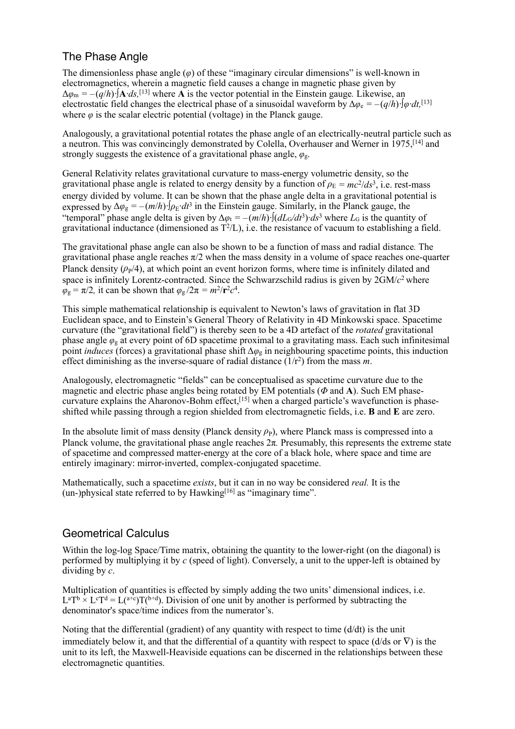## The Phase Angle

The dimensionless phase angle ($\varphi$) of these "imaginary circular dimensions" is well-known in electromagnetics, wherein a magnetic field causes a change in magnetic phase given by $\Delta\varphi_m = -(q/h)\cdot\int\mathbf{A}\cdot ds$,[13] where **A** is the vector potential in the Einstein gauge. Likewise, an electrostatic field changes the electrical phase of a sinusoidal waveform by $\Delta\varphi_e = -(q/h)\cdot\int\varphi\cdot dt$,[13] where $\varphi$ is the scalar electric potential (voltage) in the Planck gauge.

Analogously, a gravitational potential rotates the phase angle of an electrically-neutral particle such as a neutron. This was convincingly demonstrated by Colella, Overhauser and Werner in 1975,[14] and strongly suggests the existence of a gravitational phase angle, $\varphi_g$.

General Relativity relates gravitational curvature to mass-energy volumetric density, so the gravitational phase angle is related to energy density by a function of $\rho_E = mc^2/ds^3$, i.e. rest-mass energy divided by volume. It can be shown that the phase angle delta in a gravitational potential is expressed by $\Delta\varphi_g = -(m/h)\cdot\int\rho_E\cdot dt^3$ in the Einstein gauge. Similarly, in the Planck gauge, the "temporal" phase angle delta is given by $\Delta\varphi_t = -(m/h)\cdot\int(dL_G/dt^3)\cdot ds^3$ where $L_G$ is the quantity of gravitational inductance (dimensioned as $T^2/L$), i.e. the resistance of vacuum to establishing a field.

The gravitational phase angle can also be shown to be a function of mass and radial distance. The gravitational phase angle reaches $\pi/2$ when the mass density in a volume of space reaches one-quarter Planck density ($\rho_P/4$), at which point an event horizon forms, where time is infinitely dilated and space is infinitely Lorentz-contracted. Since the Schwarzschild radius is given by $2GM/c^2$ where $\varphi_g = \pi/2$, it can be shown that $\varphi_g/2\pi = m^2/\mathbf{r}^2c^4$.

This simple mathematical relationship is equivalent to Newton's laws of gravitation in flat 3D Euclidean space, and to Einstein's General Theory of Relativity in 4D Minkowski space. Spacetime curvature (the "gravitational field") is thereby seen to be a 4D artefact of the *rotated* gravitational phase angle $\varphi_g$ at every point of 6D spacetime proximal to a gravitating mass. Each such infinitesimal point *induces* (forces) a gravitational phase shift $\Delta\varphi_g$ in neighbouring spacetime points, this induction effect diminishing as the inverse-square of radial distance ($1/r^2$) from the mass $m$.

Analogously, electromagnetic "fields" can be conceptualised as spacetime curvature due to the magnetic and electric phase angles being rotated by EM potentials ($\Phi$ and **A**). Such EM phase-curvature explains the Aharonov-Bohm effect,[15] when a charged particle's wavefunction is phase-shifted while passing through a region shielded from electromagnetic fields, i.e. **B** and **E** are zero.

In the absolute limit of mass density (Planck density $\rho_P$), where Planck mass is compressed into a Planck volume, the gravitational phase angle reaches $2\pi$. Presumably, this represents the extreme state of spacetime and compressed matter-energy at the core of a black hole, where space and time are entirely imaginary: mirror-inverted, complex-conjugated spacetime.

Mathematically, such a spacetime *exists*, but it can in no way be considered *real.* It is the (un-)physical state referred to by Hawking[16] as "imaginary time".

## Geometrical Calculus

Within the log-log Space/Time matrix, obtaining the quantity to the lower-right (on the diagonal) is performed by multiplying it by $c$ (speed of light). Conversely, a unit to the upper-left is obtained by dividing by $c$.

Multiplication of quantities is effected by simply adding the two units' dimensional indices, i.e. $L^aT^b \times L^cT^d = L^{(a+c)}T^{(b+d)}$. Division of one unit by another is performed by subtracting the denominator's space/time indices from the numerator's.

Noting that the differential (gradient) of any quantity with respect to time (d/dt) is the unit immediately below it, and that the differential of a quantity with respect to space (d/ds or $\nabla$) is the unit to its left, the Maxwell-Heaviside equations can be discerned in the relationships between these electromagnetic quantities.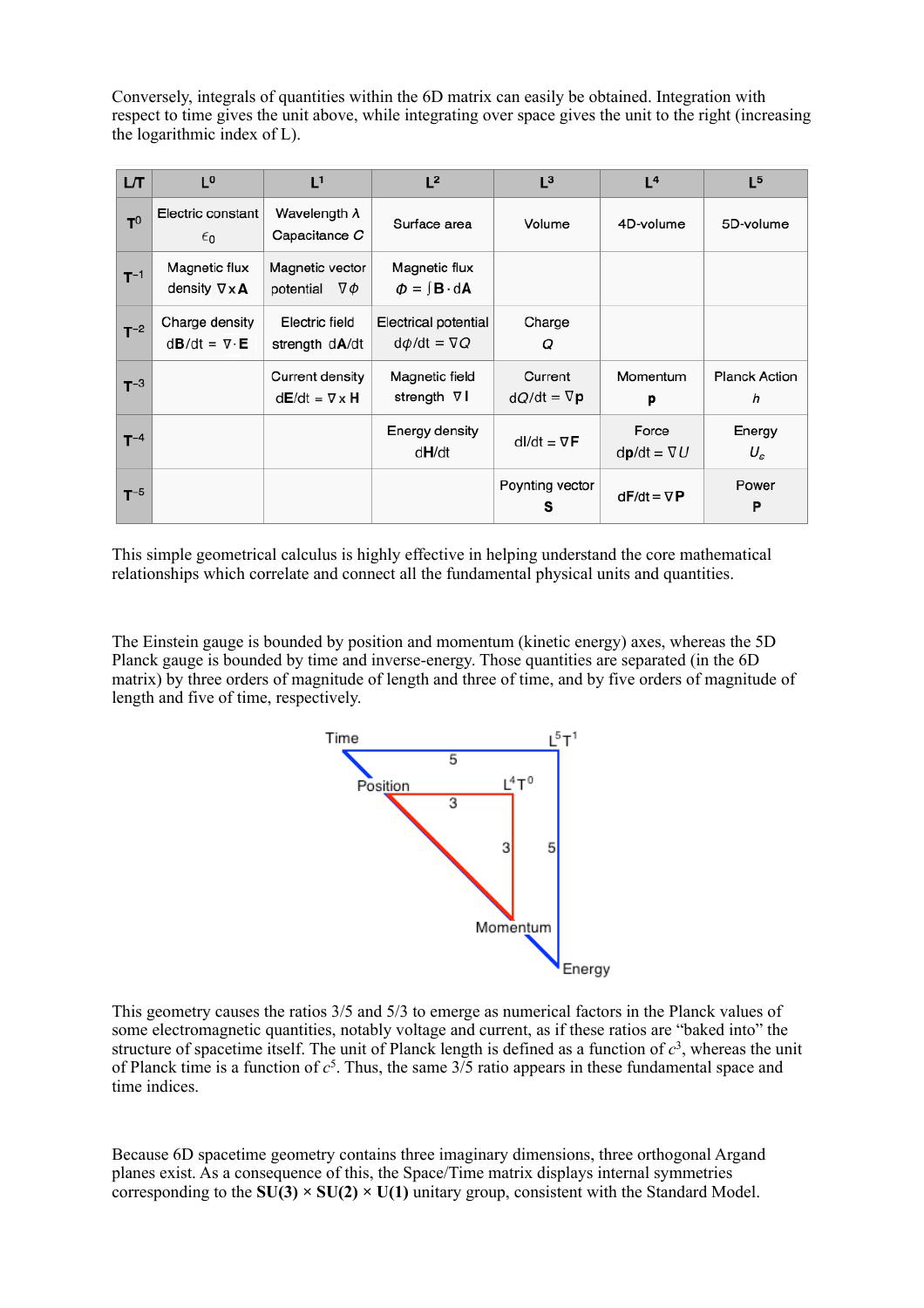Conversely, integrals of quantities within the 6D matrix can easily be obtained. Integration with respect to time gives the unit above, while integrating over space gives the unit to the right (increasing the logarithmic index of L).

| L/T | $L^0$ | $L^1$ | $L^2$ | $L^3$ | $L^4$ | $L^5$ |
|---|---|---|---|---|---|---|
| $T^0$ | Electric constant $\epsilon_0$ | Wavelength $\lambda$ Capacitance $C$ | Surface area | Volume | 4D-volume | 5D-volume |
| $T^{-1}$ | Magnetic flux density $\nabla \times \mathbf{A}$ | Magnetic vector potential $\nabla \phi$ | Magnetic flux $\Phi = \int \mathbf{B} \cdot d\mathbf{A}$ | | | |
| $T^{-2}$ | Charge density $d\mathbf{B}/dt = \nabla \cdot \mathbf{E}$ | Electric field strength $d\mathbf{A}/dt$ | Electrical potential $d\phi/dt = \nabla Q$ | Charge $Q$ | | |
| $T^{-3}$ | | Current density $d\mathbf{E}/dt = \nabla \times \mathbf{H}$ | Magnetic field strength $\nabla \mathbf{I}$ | Current $dQ/dt = \nabla \mathbf{p}$ | Momentum $\mathbf{p}$ | Planck Action $h$ |
| $T^{-4}$ | | | Energy density $d\mathbf{H}/dt$ | $d\mathbf{I}/dt = \nabla \mathbf{F}$ | Force $d\mathbf{p}/dt = \nabla U$ | Energy $U_\varepsilon$ |
| $T^{-5}$ | | | | Poynting vector $\mathbf{S}$ | $d\mathbf{F}/dt = \nabla \mathbf{P}$ | Power $\mathbf{P}$ |

This simple geometrical calculus is highly effective in helping understand the core mathematical relationships which correlate and connect all the fundamental physical units and quantities.

The Einstein gauge is bounded by position and momentum (kinetic energy) axes, whereas the 5D Planck gauge is bounded by time and inverse-energy. Those quantities are separated (in the 6D matrix) by three orders of magnitude of length and three of time, and by five orders of magnitude of length and five of time, respectively.

Time — 5 — $L^5T^1$

Position — 3 — $L^4T^0$

3, 5

Momentum

Energy

This geometry causes the ratios 3/5 and 5/3 to emerge as numerical factors in the Planck values of some electromagnetic quantities, notably voltage and current, as if these ratios are "baked into" the structure of spacetime itself. The unit of Planck length is defined as a function of $c^3$, whereas the unit of Planck time is a function of $c^5$. Thus, the same 3/5 ratio appears in these fundamental space and time indices.

Because 6D spacetime geometry contains three imaginary dimensions, three orthogonal Argand planes exist. As a consequence of this, the Space/Time matrix displays internal symmetries corresponding to the **SU(3) × SU(2) × U(1)** unitary group, consistent with the Standard Model.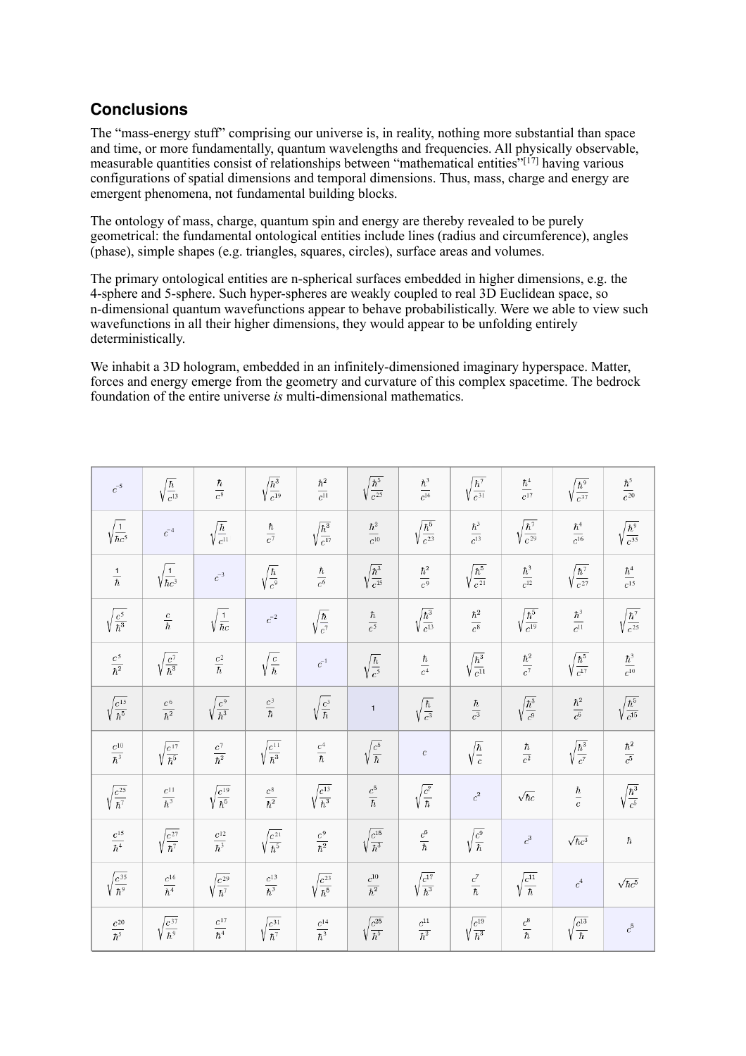## Conclusions

The “mass-energy stuff” comprising our universe is, in reality, nothing more substantial than space and time, or more fundamentally, quantum wavelengths and frequencies. All physically observable, measurable quantities consist of relationships between “mathematical entities”[17] having various configurations of spatial dimensions and temporal dimensions. Thus, mass, charge and energy are emergent phenomena, not fundamental building blocks.

The ontology of mass, charge, quantum spin and energy are thereby revealed to be purely geometrical: the fundamental ontological entities include lines (radius and circumference), angles (phase), simple shapes (e.g. triangles, squares, circles), surface areas and volumes.

The primary ontological entities are n-spherical surfaces embedded in higher dimensions, e.g. the 4-sphere and 5-sphere. Such hyper-spheres are weakly coupled to real 3D Euclidean space, so n-dimensional quantum wavefunctions appear to behave probabilistically. Were we able to view such wavefunctions in all their higher dimensions, they would appear to be unfolding entirely deterministically.

We inhabit a 3D hologram, embedded in an infinitely-dimensioned imaginary hyperspace. Matter, forces and energy emerge from the geometry and curvature of this complex spacetime. The bedrock foundation of the entire universe *is* multi-dimensional mathematics.

| $c^{-5}$ | $\sqrt{\frac{\hbar}{c^{13}}}$ | $\frac{\hbar}{c^{8}}$ | $\sqrt{\frac{\hbar^{3}}{c^{19}}}$ | $\frac{\hbar^{2}}{c^{11}}$ | $\sqrt{\frac{\hbar^{5}}{c^{25}}}$ | $\frac{\hbar^{3}}{c^{14}}$ | $\sqrt{\frac{\hbar^{7}}{c^{31}}}$ | $\frac{\hbar^{4}}{c^{17}}$ | $\sqrt{\frac{\hbar^{9}}{c^{37}}}$ | $\frac{\hbar^{5}}{c^{20}}$ |
|---|---|---|---|---|---|---|---|---|---|---|
| $\sqrt{\frac{1}{\hbar c^{5}}}$ | $c^{-4}$ | $\sqrt{\frac{\hbar}{c^{11}}}$ | $\frac{\hbar}{c^{7}}$ | $\sqrt{\frac{\hbar^{3}}{c^{17}}}$ | $\frac{\hbar^{2}}{c^{10}}$ | $\sqrt{\frac{\hbar^{5}}{c^{23}}}$ | $\frac{\hbar^{3}}{c^{13}}$ | $\sqrt{\frac{\hbar^{7}}{c^{29}}}$ | $\frac{\hbar^{4}}{c^{16}}$ | $\sqrt{\frac{\hbar^{9}}{c^{35}}}$ |
| $\frac{1}{\hbar}$ | $\sqrt{\frac{1}{\hbar c^{3}}}$ | $c^{-3}$ | $\sqrt{\frac{\hbar}{c^{9}}}$ | $\frac{\hbar}{c^{6}}$ | $\sqrt{\frac{\hbar^{3}}{c^{15}}}$ | $\frac{\hbar^{2}}{c^{9}}$ | $\sqrt{\frac{\hbar^{5}}{c^{21}}}$ | $\frac{\hbar^{3}}{c^{12}}$ | $\sqrt{\frac{\hbar^{7}}{c^{27}}}$ | $\frac{\hbar^{4}}{c^{15}}$ |
| $\sqrt{\frac{c^{5}}{\hbar^{3}}}$ | $\frac{c}{\hbar}$ | $\sqrt{\frac{1}{\hbar c}}$ | $c^{-2}$ | $\sqrt{\frac{\hbar}{c^{7}}}$ | $\frac{\hbar}{c^{5}}$ | $\sqrt{\frac{\hbar^{3}}{c^{13}}}$ | $\frac{\hbar^{2}}{c^{8}}$ | $\sqrt{\frac{\hbar^{5}}{c^{19}}}$ | $\frac{\hbar^{3}}{c^{11}}$ | $\sqrt{\frac{\hbar^{7}}{c^{25}}}$ |
| $\frac{c^{5}}{\hbar^{2}}$ | $\sqrt{\frac{c^{7}}{\hbar^{3}}}$ | $\frac{c^{2}}{\hbar}$ | $\sqrt{\frac{c}{\hbar}}$ | $c^{-1}$ | $\sqrt{\frac{\hbar}{c^{5}}}$ | $\frac{\hbar}{c^{4}}$ | $\sqrt{\frac{\hbar^{3}}{c^{11}}}$ | $\frac{\hbar^{2}}{c^{7}}$ | $\sqrt{\frac{\hbar^{5}}{c^{17}}}$ | $\frac{\hbar^{3}}{c^{10}}$ |
| $\sqrt{\frac{c^{15}}{\hbar^{5}}}$ | $\frac{c^{6}}{\hbar^{2}}$ | $\sqrt{\frac{c^{9}}{\hbar^{3}}}$ | $\frac{c^{3}}{\hbar}$ | $\sqrt{\frac{c^{3}}{\hbar}}$ | 1 | $\sqrt{\frac{\hbar}{c^{3}}}$ | $\frac{\hbar}{c^{3}}$ | $\sqrt{\frac{\hbar^{3}}{c^{9}}}$ | $\frac{\hbar^{2}}{c^{6}}$ | $\sqrt{\frac{\hbar^{5}}{c^{15}}}$ |
| $\frac{c^{10}}{\hbar^{3}}$ | $\sqrt{\frac{c^{17}}{\hbar^{5}}}$ | $\frac{c^{7}}{\hbar^{2}}$ | $\sqrt{\frac{c^{11}}{\hbar^{3}}}$ | $\frac{c^{4}}{\hbar}$ | $\sqrt{\frac{c^{5}}{\hbar}}$ | $c$ | $\sqrt{\frac{\hbar}{c}}$ | $\frac{\hbar}{c^{2}}$ | $\sqrt{\frac{\hbar^{3}}{c^{7}}}$ | $\frac{\hbar^{2}}{c^{5}}$ |
| $\sqrt{\frac{c^{25}}{\hbar^{7}}}$ | $\frac{c^{11}}{\hbar^{3}}$ | $\sqrt{\frac{c^{19}}{\hbar^{5}}}$ | $\frac{c^{8}}{\hbar^{2}}$ | $\sqrt{\frac{c^{13}}{\hbar^{3}}}$ | $\frac{c^{5}}{\hbar}$ | $\sqrt{\frac{c^{7}}{\hbar}}$ | $c^{2}$ | $\sqrt{\hbar c}$ | $\frac{\hbar}{c}$ | $\sqrt{\frac{\hbar^{3}}{c^{5}}}$ |
| $\frac{c^{15}}{\hbar^{4}}$ | $\sqrt{\frac{c^{27}}{\hbar^{7}}}$ | $\frac{c^{12}}{\hbar^{3}}$ | $\sqrt{\frac{c^{21}}{\hbar^{5}}}$ | $\frac{c^{9}}{\hbar^{2}}$ | $\sqrt{\frac{c^{15}}{\hbar^{3}}}$ | $\frac{c^{6}}{\hbar}$ | $\sqrt{\frac{c^{9}}{\hbar}}$ | $c^{3}$ | $\sqrt{\hbar c^{3}}$ | $\hbar$ |
| $\sqrt{\frac{c^{35}}{\hbar^{9}}}$ | $\frac{c^{16}}{\hbar^{4}}$ | $\sqrt{\frac{c^{29}}{\hbar^{7}}}$ | $\frac{c^{13}}{\hbar^{3}}$ | $\sqrt{\frac{c^{23}}{\hbar^{5}}}$ | $\frac{c^{10}}{\hbar^{2}}$ | $\sqrt{\frac{c^{17}}{\hbar^{3}}}$ | $\frac{c^{7}}{\hbar}$ | $\sqrt{\frac{c^{11}}{\hbar}}$ | $c^{4}$ | $\sqrt{\hbar c^{5}}$ |
| $\frac{c^{20}}{\hbar^{5}}$ | $\sqrt{\frac{c^{37}}{\hbar^{9}}}$ | $\frac{c^{17}}{\hbar^{4}}$ | $\sqrt{\frac{c^{31}}{\hbar^{7}}}$ | $\frac{c^{14}}{\hbar^{3}}$ | $\sqrt{\frac{c^{25}}{\hbar^{5}}}$ | $\frac{c^{11}}{\hbar^{2}}$ | $\sqrt{\frac{c^{19}}{\hbar^{3}}}$ | $\frac{c^{8}}{\hbar}$ | $\sqrt{\frac{c^{13}}{\hbar}}$ | $c^{5}$ |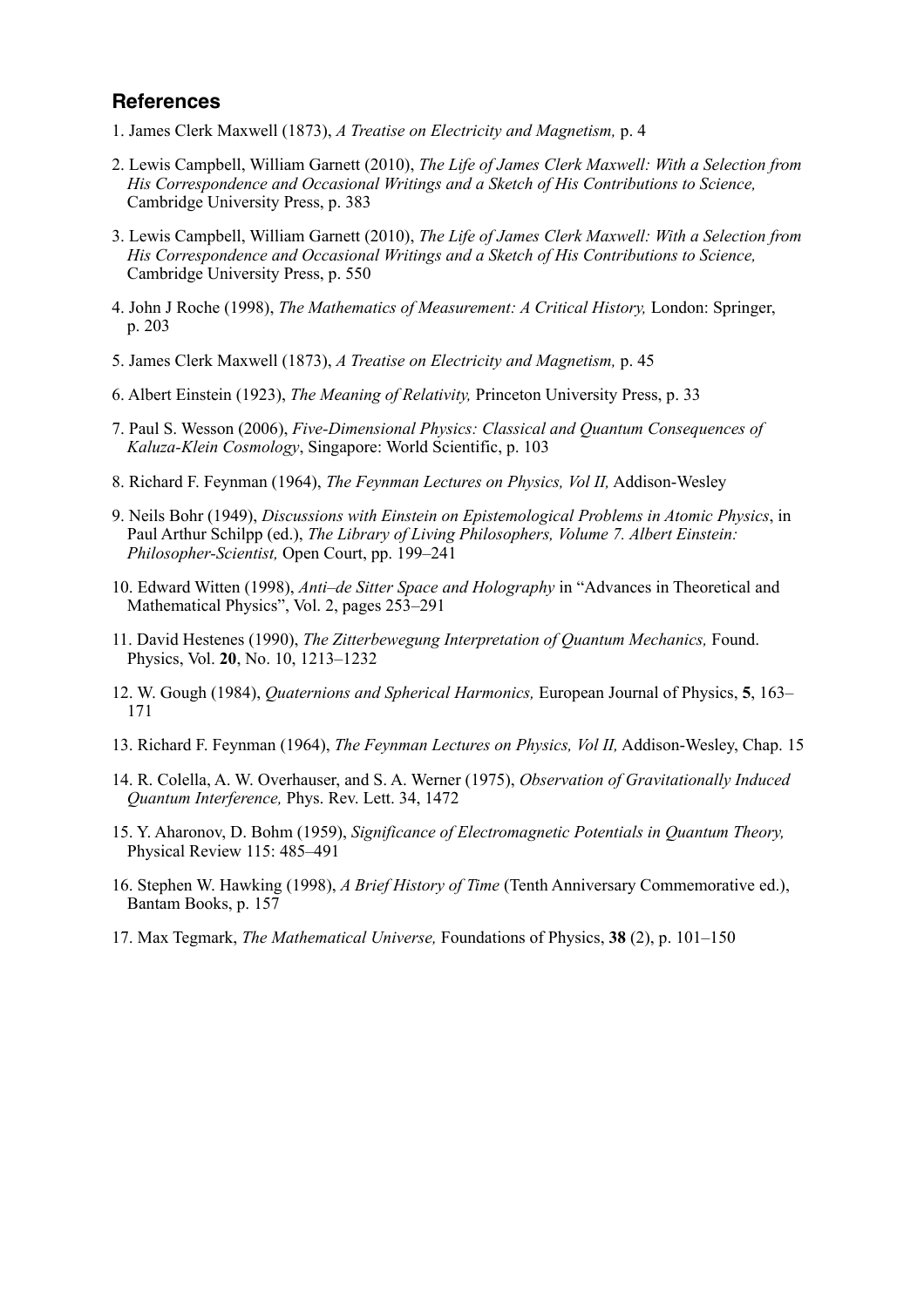## References

1. James Clerk Maxwell (1873), *A Treatise on Electricity and Magnetism,* p. 4

2. Lewis Campbell, William Garnett (2010), *The Life of James Clerk Maxwell: With a Selection from His Correspondence and Occasional Writings and a Sketch of His Contributions to Science,* Cambridge University Press, p. 383

3. Lewis Campbell, William Garnett (2010), *The Life of James Clerk Maxwell: With a Selection from His Correspondence and Occasional Writings and a Sketch of His Contributions to Science,* Cambridge University Press, p. 550

4. John J Roche (1998), *The Mathematics of Measurement: A Critical History,* London: Springer, p. 203

5. James Clerk Maxwell (1873), *A Treatise on Electricity and Magnetism,* p. 45

6. Albert Einstein (1923), *The Meaning of Relativity,* Princeton University Press, p. 33

7. Paul S. Wesson (2006), *Five-Dimensional Physics: Classical and Quantum Consequences of Kaluza-Klein Cosmology*, Singapore: World Scientific, p. 103

8. Richard F. Feynman (1964), *The Feynman Lectures on Physics, Vol II,* Addison-Wesley

9. Neils Bohr (1949), *Discussions with Einstein on Epistemological Problems in Atomic Physics*, in Paul Arthur Schilpp (ed.), *The Library of Living Philosophers, Volume 7. Albert Einstein: Philosopher-Scientist,* Open Court, pp. 199–241

10. Edward Witten (1998), *Anti–de Sitter Space and Holography* in "Advances in Theoretical and Mathematical Physics", Vol. 2, pages 253–291

11. David Hestenes (1990), *The Zitterbewegung Interpretation of Quantum Mechanics,* Found. Physics, Vol. **20**, No. 10, 1213–1232

12. W. Gough (1984), *Quaternions and Spherical Harmonics,* European Journal of Physics, **5**, 163–171

13. Richard F. Feynman (1964), *The Feynman Lectures on Physics, Vol II,* Addison-Wesley, Chap. 15

14. R. Colella, A. W. Overhauser, and S. A. Werner (1975), *Observation of Gravitationally Induced Quantum Interference,* Phys. Rev. Lett. 34, 1472

15. Y. Aharonov, D. Bohm (1959), *Significance of Electromagnetic Potentials in Quantum Theory,* Physical Review 115: 485–491

16. Stephen W. Hawking (1998), *A Brief History of Time* (Tenth Anniversary Commemorative ed.), Bantam Books, p. 157

17. Max Tegmark, *The Mathematical Universe,* Foundations of Physics, **38** (2), p. 101–150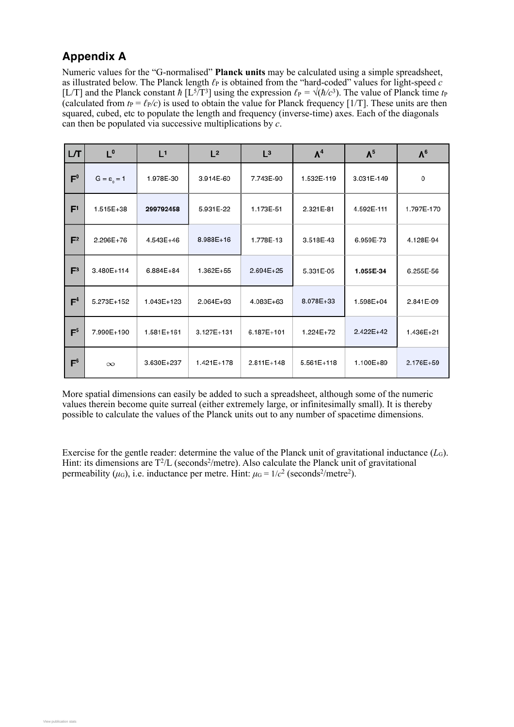## Appendix A

Numeric values for the "G-normalised" **Planck units** may be calculated using a simple spreadsheet, as illustrated below. The Planck length $\ell_P$ is obtained from the "hard-coded" values for light-speed $c$ [L/T] and the Planck constant $\hbar$ [$L^5/T^3$] using the expression $\ell_P = \sqrt{(\hbar/c^3)}$. The value of Planck time $t_P$ (calculated from $t_P = \ell_P/c$) is used to obtain the value for Planck frequency [1/T]. These units are then squared, cubed, etc to populate the length and frequency (inverse-time) axes. Each of the diagonals can then be populated via successive multiplications by $c$.

| L/T | $L^0$ | $L^1$ | $L^2$ | $L^3$ | $\Lambda^4$ | $\Lambda^5$ | $\Lambda^6$ |
|---|---|---|---|---|---|---|---|
| $F^0$ | $G = \varepsilon_0 = 1$ | 1.978E-30 | 3.914E-60 | 7.743E-90 | 1.532E-119 | 3.031E-149 | 0 |
| $F^1$ | 1.515E+38 | **299792458** | 5.931E-22 | 1.173E-51 | 2.321E-81 | 4.592E-111 | 1.797E-170 |
| $F^2$ | 2.296E+76 | 4.543E+46 | 8.988E+16 | 1.778E-13 | 3.518E-43 | 6.959E-73 | 4.128E-94 |
| $F^3$ | 3.480E+114 | 6.884E+84 | 1.362E+55 | 2.694E+25 | 5.331E-05 | **1.055E-34** | 6.255E-56 |
| $F^4$ | 5.273E+152 | 1.043E+123 | 2.064E+93 | 4.083E+63 | 8.078E+33 | 1.598E+04 | 2.841E-09 |
| $F^5$ | 7.990E+190 | 1.581E+161 | 3.127E+131 | 6.187E+101 | 1.224E+72 | 2.422E+42 | 1.436E+21 |
| $F^6$ | $\infty$ | 3.630E+237 | 1.421E+178 | 2.811E+148 | 5.561E+118 | 1.100E+89 | 2.176E+59 |

More spatial dimensions can easily be added to such a spreadsheet, although some of the numeric values therein become quite surreal (either extremely large, or infinitesimally small). It is thereby possible to calculate the values of the Planck units out to any number of spacetime dimensions.

Exercise for the gentle reader: determine the value of the Planck unit of gravitational inductance ($L_G$). Hint: its dimensions are $T^2/L$ (seconds$^2$/metre). Also calculate the Planck unit of gravitational permeability ($\mu_G$), i.e. inductance per metre. Hint: $\mu_G = 1/c^2$ (seconds$^2$/metre$^2$).